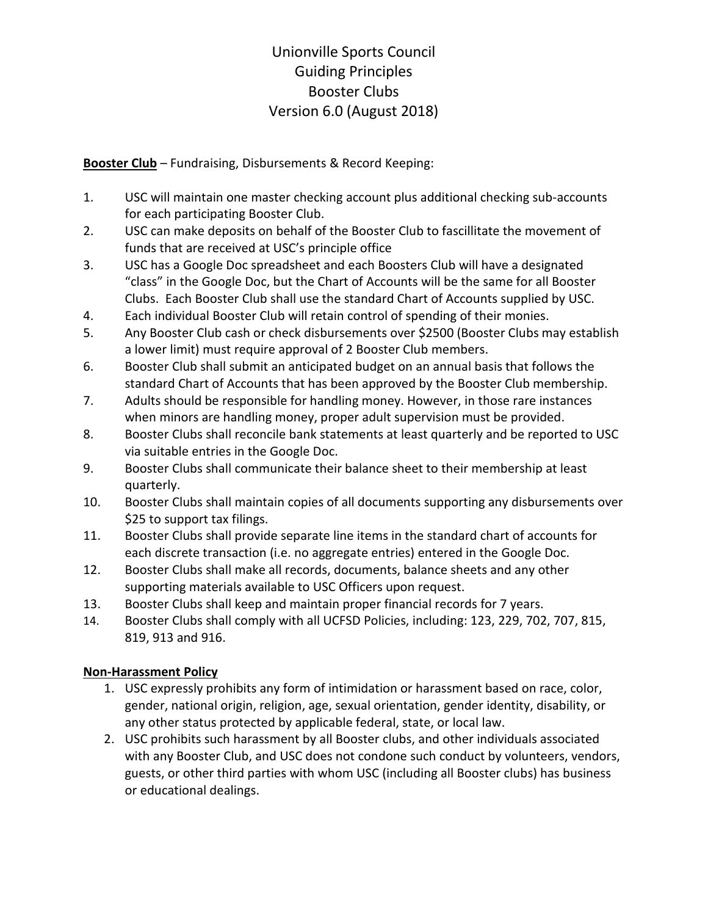# Unionville Sports Council
# Guiding Principles
# Booster Clubs
# Version 6.0 (August 2018)

**Booster Club** – Fundraising, Disbursements & Record Keeping:

1. USC will maintain one master checking account plus additional checking sub-accounts for each participating Booster Club.
2. USC can make deposits on behalf of the Booster Club to fascillitate the movement of funds that are received at USC's principle office
3. USC has a Google Doc spreadsheet and each Boosters Club will have a designated "class" in the Google Doc, but the Chart of Accounts will be the same for all Booster Clubs. Each Booster Club shall use the standard Chart of Accounts supplied by USC.
4. Each individual Booster Club will retain control of spending of their monies.
5. Any Booster Club cash or check disbursements over $2500 (Booster Clubs may establish a lower limit) must require approval of 2 Booster Club members.
6. Booster Club shall submit an anticipated budget on an annual basis that follows the standard Chart of Accounts that has been approved by the Booster Club membership.
7. Adults should be responsible for handling money. However, in those rare instances when minors are handling money, proper adult supervision must be provided.
8. Booster Clubs shall reconcile bank statements at least quarterly and be reported to USC via suitable entries in the Google Doc.
9. Booster Clubs shall communicate their balance sheet to their membership at least quarterly.
10. Booster Clubs shall maintain copies of all documents supporting any disbursements over $25 to support tax filings.
11. Booster Clubs shall provide separate line items in the standard chart of accounts for each discrete transaction (i.e. no aggregate entries) entered in the Google Doc.
12. Booster Clubs shall make all records, documents, balance sheets and any other supporting materials available to USC Officers upon request.
13. Booster Clubs shall keep and maintain proper financial records for 7 years.
14. Booster Clubs shall comply with all UCFSD Policies, including: 123, 229, 702, 707, 815, 819, 913 and 916.

**Non-Harassment Policy**

1. USC expressly prohibits any form of intimidation or harassment based on race, color, gender, national origin, religion, age, sexual orientation, gender identity, disability, or any other status protected by applicable federal, state, or local law.
2. USC prohibits such harassment by all Booster clubs, and other individuals associated with any Booster Club, and USC does not condone such conduct by volunteers, vendors, guests, or other third parties with whom USC (including all Booster clubs) has business or educational dealings.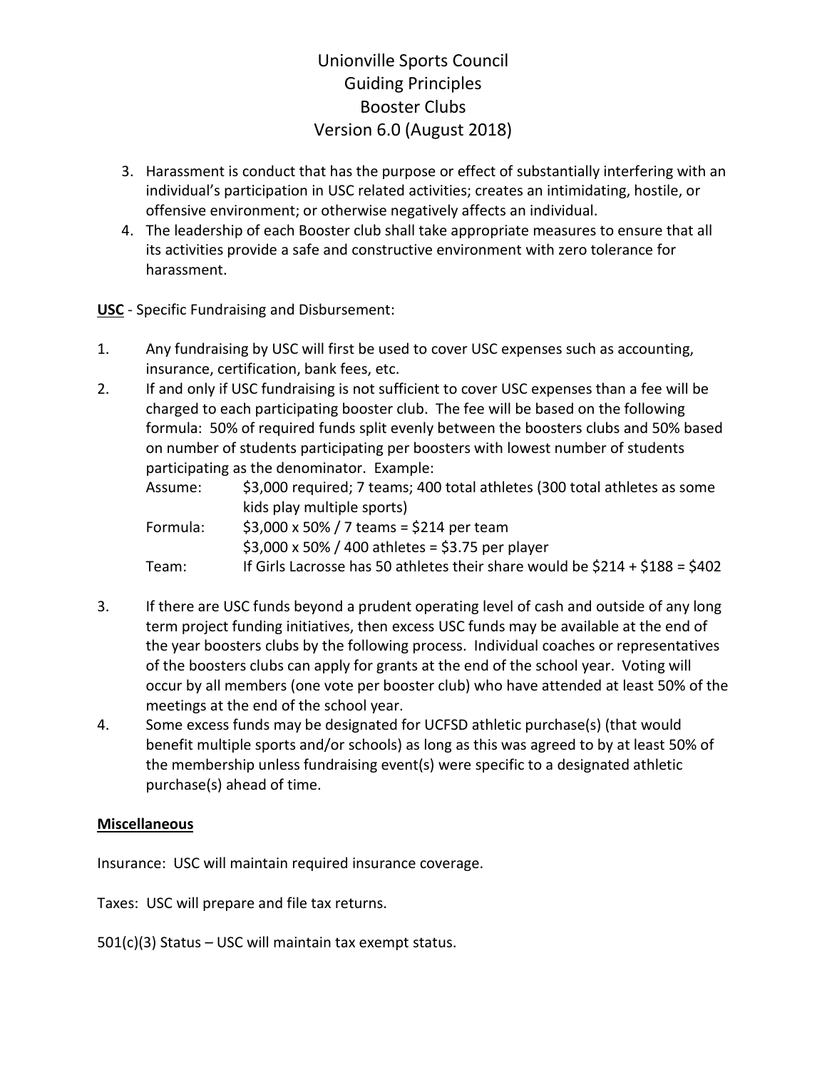Unionville Sports Council
Guiding Principles
Booster Clubs
Version 6.0 (August 2018)

3. Harassment is conduct that has the purpose or effect of substantially interfering with an individual's participation in USC related activities; creates an intimidating, hostile, or offensive environment; or otherwise negatively affects an individual.
4. The leadership of each Booster club shall take appropriate measures to ensure that all its activities provide a safe and constructive environment with zero tolerance for harassment.

**USC** - Specific Fundraising and Disbursement:

1. Any fundraising by USC will first be used to cover USC expenses such as accounting, insurance, certification, bank fees, etc.
2. If and only if USC fundraising is not sufficient to cover USC expenses than a fee will be charged to each participating booster club. The fee will be based on the following formula: 50% of required funds split evenly between the boosters clubs and 50% based on number of students participating per boosters with lowest number of students participating as the denominator. Example:

| | |
|---|---|
| Assume: | $3,000 required; 7 teams; 400 total athletes (300 total athletes as some kids play multiple sports) |
| Formula: | $3,000 x 50% / 7 teams = $214 per team<br>$3,000 x 50% / 400 athletes = $3.75 per player |
| Team: | If Girls Lacrosse has 50 athletes their share would be $214 + $188 = $402 |

3. If there are USC funds beyond a prudent operating level of cash and outside of any long term project funding initiatives, then excess USC funds may be available at the end of the year boosters clubs by the following process. Individual coaches or representatives of the boosters clubs can apply for grants at the end of the school year. Voting will occur by all members (one vote per booster club) who have attended at least 50% of the meetings at the end of the school year.
4. Some excess funds may be designated for UCFSD athletic purchase(s) (that would benefit multiple sports and/or schools) as long as this was agreed to by at least 50% of the membership unless fundraising event(s) were specific to a designated athletic purchase(s) ahead of time.

**Miscellaneous**

Insurance: USC will maintain required insurance coverage.

Taxes: USC will prepare and file tax returns.

501(c)(3) Status – USC will maintain tax exempt status.